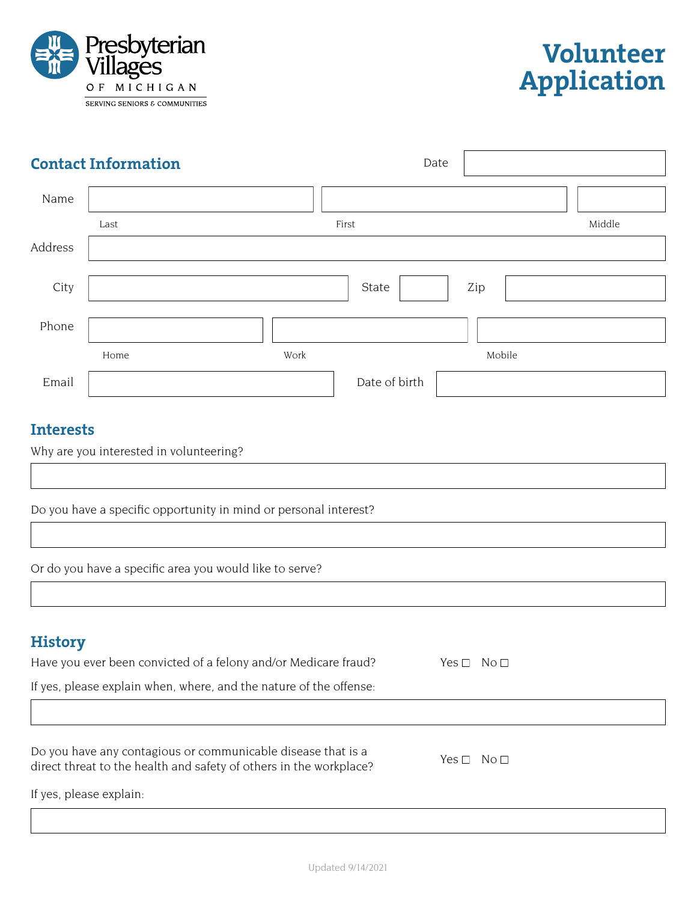Presbyterian Villages OF MICHIGAN

SERVING SENIORS & COMMUNITIES

# Volunteer Application

## Contact Information

Date

Name

Last | First | Middle

Address

City | State | Zip

Phone

Home | Work | Mobile

Email | Date of birth

## Interests

Why are you interested in volunteering?

Do you have a specific opportunity in mind or personal interest?

Or do you have a specific area you would like to serve?

## History

Have you ever been convicted of a felony and/or Medicare fraud? Yes ☐ No ☐

If yes, please explain when, where, and the nature of the offense:

Do you have any contagious or communicable disease that is a direct threat to the health and safety of others in the workplace? Yes ☐ No ☐

If yes, please explain:

Updated 9/14/2021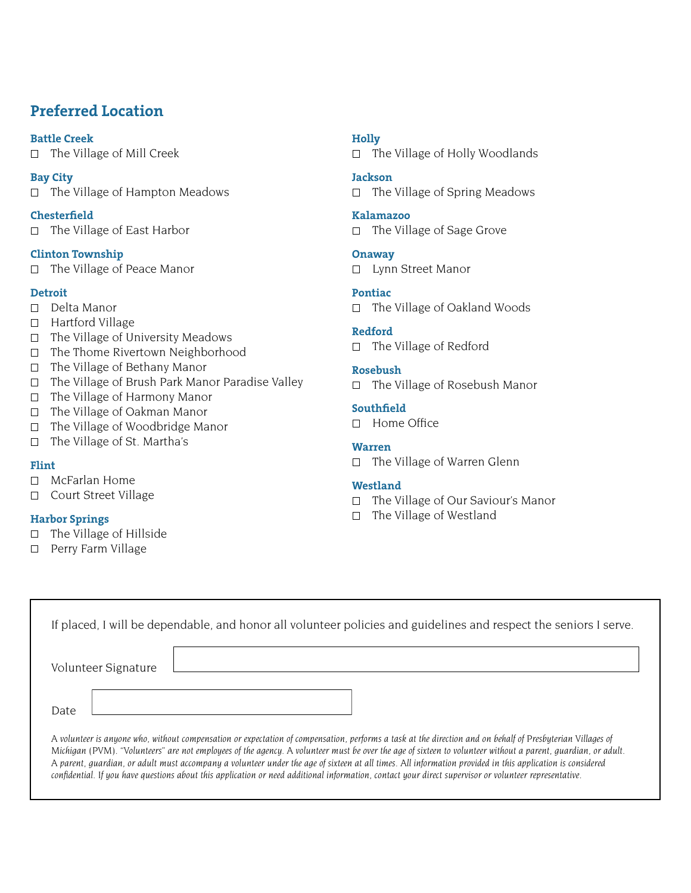## Preferred Location

**Battle Creek**
- ☐ The Village of Mill Creek

**Bay City**
- ☐ The Village of Hampton Meadows

**Chesterfield**
- ☐ The Village of East Harbor

**Clinton Township**
- ☐ The Village of Peace Manor

**Detroit**
- ☐ Delta Manor
- ☐ Hartford Village
- ☐ The Village of University Meadows
- ☐ The Thome Rivertown Neighborhood
- ☐ The Village of Bethany Manor
- ☐ The Village of Brush Park Manor Paradise Valley
- ☐ The Village of Harmony Manor
- ☐ The Village of Oakman Manor
- ☐ The Village of Woodbridge Manor
- ☐ The Village of St. Martha's

**Flint**
- ☐ McFarlan Home
- ☐ Court Street Village

**Harbor Springs**
- ☐ The Village of Hillside
- ☐ Perry Farm Village

**Holly**
- ☐ The Village of Holly Woodlands

**Jackson**
- ☐ The Village of Spring Meadows

**Kalamazoo**
- ☐ The Village of Sage Grove

**Onaway**
- ☐ Lynn Street Manor

**Pontiac**
- ☐ The Village of Oakland Woods

**Redford**
- ☐ The Village of Redford

**Rosebush**
- ☐ The Village of Rosebush Manor

**Southfield**
- ☐ Home Office

**Warren**
- ☐ The Village of Warren Glenn

**Westland**
- ☐ The Village of Our Saviour's Manor
- ☐ The Village of Westland

---

If placed, I will be dependable, and honor all volunteer policies and guidelines and respect the seniors I serve.

Volunteer Signature ____________________

Date ____________________

*A volunteer is anyone who, without compensation or expectation of compensation, performs a task at the direction and on behalf of Presbyterian Villages of Michigan (PVM). "Volunteers" are not employees of the agency. A volunteer must be over the age of sixteen to volunteer without a parent, guardian, or adult. A parent, guardian, or adult must accompany a volunteer under the age of sixteen at all times. All information provided in this application is considered confidential. If you have questions about this application or need additional information, contact your direct supervisor or volunteer representative.*